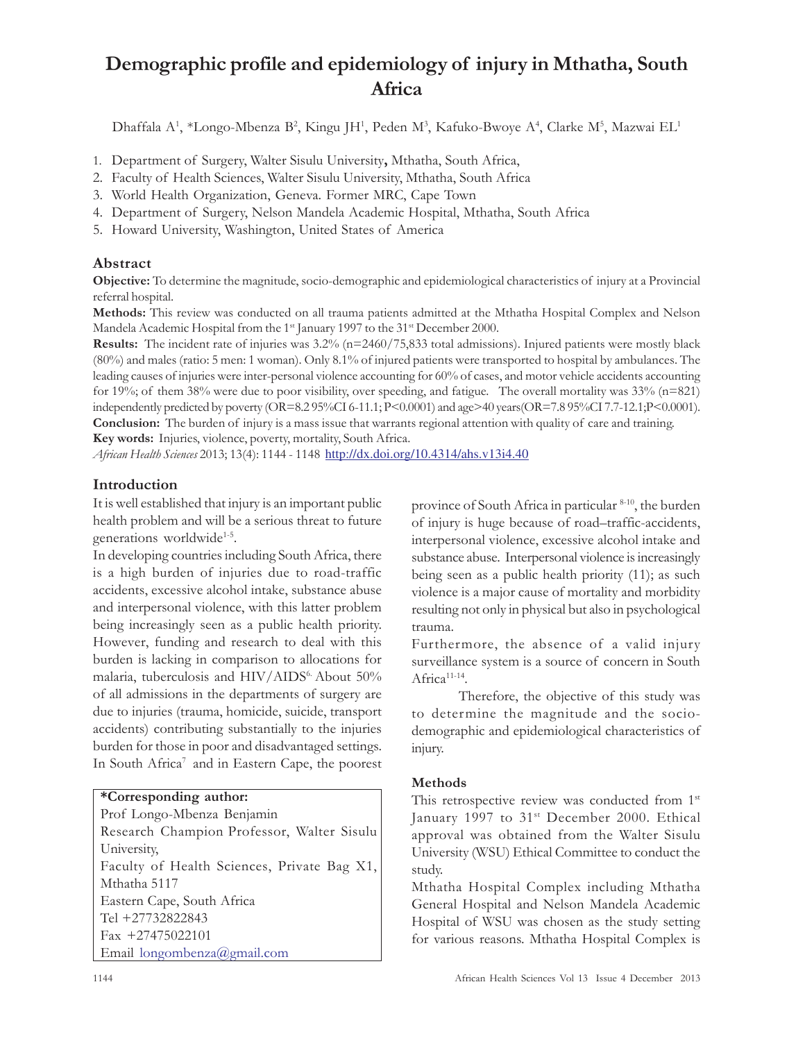# Demographic profile and epidemiology of injury in Mthatha, South Africa

Dhaffala A[1], *Longo-Mbenza B[2], Kingu JH[1], Peden M[3], Kafuko-Bwoye A[4], Clarke M[5], Mazwai EL[1]

1. Department of Surgery, Walter Sisulu University, Mthatha, South Africa,
2. Faculty of Health Sciences, Walter Sisulu University, Mthatha, South Africa
3. World Health Organization, Geneva. Former MRC, Cape Town
4. Department of Surgery, Nelson Mandela Academic Hospital, Mthatha, South Africa
5. Howard University, Washington, United States of America

## Abstract

**Objective:** To determine the magnitude, socio-demographic and epidemiological characteristics of injury at a Provincial referral hospital.

**Methods:** This review was conducted on all trauma patients admitted at the Mthatha Hospital Complex and Nelson Mandela Academic Hospital from the 1st January 1997 to the 31st December 2000.

**Results:** The incident rate of injuries was 3.2% (n=2460/75,833 total admissions). Injured patients were mostly black (80%) and males (ratio: 5 men: 1 woman). Only 8.1% of injured patients were transported to hospital by ambulances. The leading causes of injuries were inter-personal violence accounting for 60% of cases, and motor vehicle accidents accounting for 19%; of them 38% were due to poor visibility, over speeding, and fatigue. The overall mortality was 33% (n=821) independently predicted by poverty (OR=8.2 95%CI 6-11.1; P<0.0001) and age>40 years(OR=7.8 95%CI 7.7-12.1;P<0.0001).

**Conclusion:** The burden of injury is a mass issue that warrants regional attention with quality of care and training.

**Key words:** Injuries, violence, poverty, mortality, South Africa.

*African Health Sciences* 2013; 13(4): 1144 - 1148 http://dx.doi.org/10.4314/ahs.v13i4.40

## Introduction

It is well established that injury is an important public health problem and will be a serious threat to future generations worldwide[1-5].

In developing countries including South Africa, there is a high burden of injuries due to road-traffic accidents, excessive alcohol intake, substance abuse and interpersonal violence, with this latter problem being increasingly seen as a public health priority. However, funding and research to deal with this burden is lacking in comparison to allocations for malaria, tuberculosis and HIV/AIDS[6]. About 50% of all admissions in the departments of surgery are due to injuries (trauma, homicide, suicide, transport accidents) contributing substantially to the injuries burden for those in poor and disadvantaged settings. In South Africa[7] and in Eastern Cape, the poorest province of South Africa in particular [8-10], the burden of injury is huge because of road–traffic-accidents, interpersonal violence, excessive alcohol intake and substance abuse. Interpersonal violence is increasingly being seen as a public health priority (11); as such violence is a major cause of mortality and morbidity resulting not only in physical but also in psychological trauma.

Furthermore, the absence of a valid injury surveillance system is a source of concern in South Africa[11-14].

Therefore, the objective of this study was to determine the magnitude and the socio-demographic and epidemiological characteristics of injury.

**\*Corresponding author:**
Prof Longo-Mbenza Benjamin
Research Champion Professor, Walter Sisulu University,
Faculty of Health Sciences, Private Bag X1, Mthatha 5117
Eastern Cape, South Africa
Tel +27732822843
Fax +27475022101
Email longombenza@gmail.com

### Methods

This retrospective review was conducted from 1st January 1997 to 31st December 2000. Ethical approval was obtained from the Walter Sisulu University (WSU) Ethical Committee to conduct the study.

Mthatha Hospital Complex including Mthatha General Hospital and Nelson Mandela Academic Hospital of WSU was chosen as the study setting for various reasons. Mthatha Hospital Complex is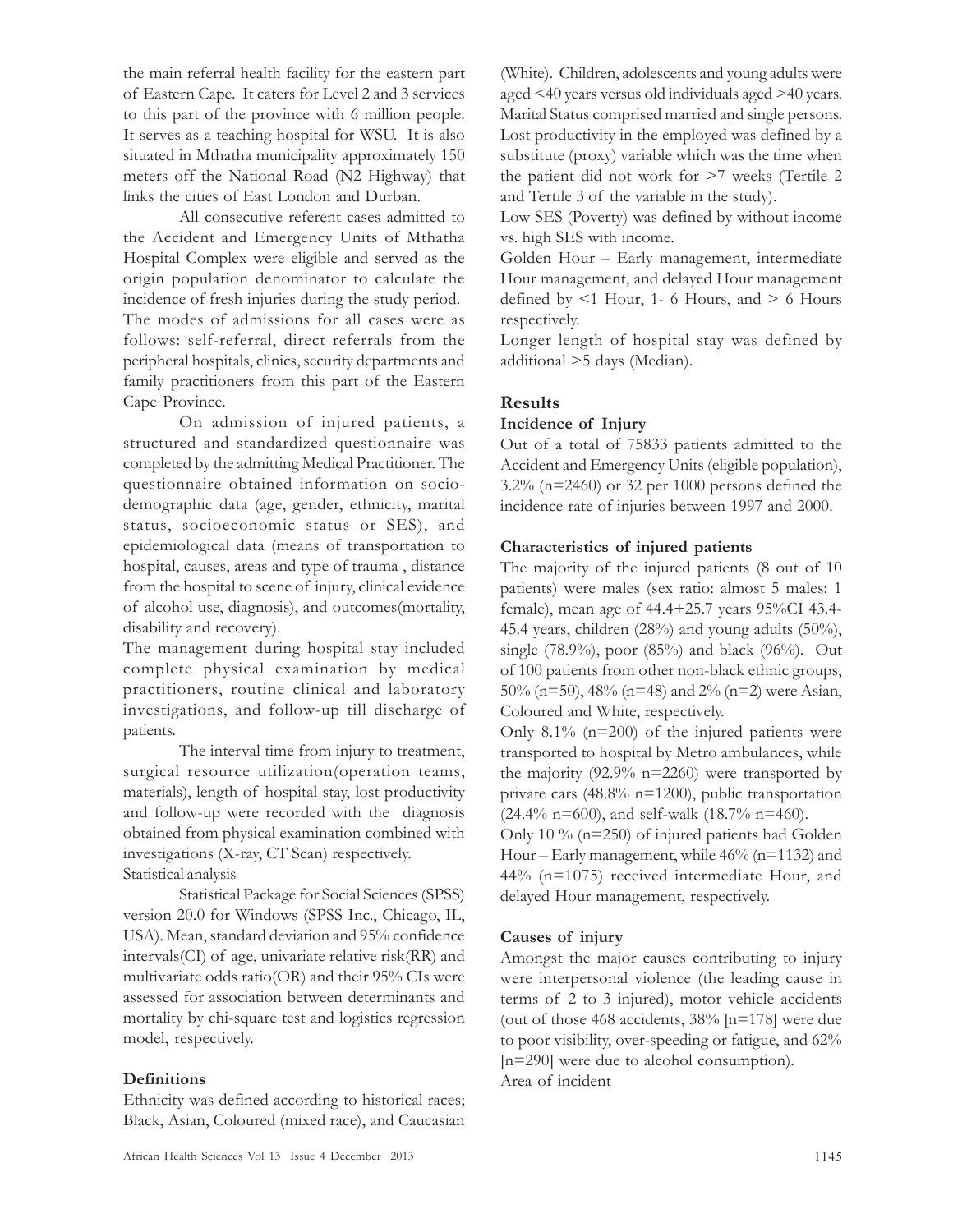the main referral health facility for the eastern part of Eastern Cape. It caters for Level 2 and 3 services to this part of the province with 6 million people. It serves as a teaching hospital for WSU. It is also situated in Mthatha municipality approximately 150 meters off the National Road (N2 Highway) that links the cities of East London and Durban.

All consecutive referent cases admitted to the Accident and Emergency Units of Mthatha Hospital Complex were eligible and served as the origin population denominator to calculate the incidence of fresh injuries during the study period. The modes of admissions for all cases were as follows: self-referral, direct referrals from the peripheral hospitals, clinics, security departments and family practitioners from this part of the Eastern Cape Province.

On admission of injured patients, a structured and standardized questionnaire was completed by the admitting Medical Practitioner. The questionnaire obtained information on socio-demographic data (age, gender, ethnicity, marital status, socioeconomic status or SES), and epidemiological data (means of transportation to hospital, causes, areas and type of trauma , distance from the hospital to scene of injury, clinical evidence of alcohol use, diagnosis), and outcomes(mortality, disability and recovery).

The management during hospital stay included complete physical examination by medical practitioners, routine clinical and laboratory investigations, and follow-up till discharge of patients.

The interval time from injury to treatment, surgical resource utilization(operation teams, materials), length of hospital stay, lost productivity and follow-up were recorded with the diagnosis obtained from physical examination combined with investigations (X-ray, CT Scan) respectively.

Statistical analysis

Statistical Package for Social Sciences (SPSS) version 20.0 for Windows (SPSS Inc., Chicago, IL, USA). Mean, standard deviation and 95% confidence intervals(CI) of age, univariate relative risk(RR) and multivariate odds ratio(OR) and their 95% CIs were assessed for association between determinants and mortality by chi-square test and logistics regression model, respectively.

### Definitions

Ethnicity was defined according to historical races; Black, Asian, Coloured (mixed race), and Caucasian (White). Children, adolescents and young adults were aged <40 years versus old individuals aged >40 years. Marital Status comprised married and single persons. Lost productivity in the employed was defined by a substitute (proxy) variable which was the time when the patient did not work for >7 weeks (Tertile 2 and Tertile 3 of the variable in the study).

Low SES (Poverty) was defined by without income vs. high SES with income.

Golden Hour – Early management, intermediate Hour management, and delayed Hour management defined by <1 Hour, 1- 6 Hours, and > 6 Hours respectively.

Longer length of hospital stay was defined by additional >5 days (Median).

## Results

### Incidence of Injury

Out of a total of 75833 patients admitted to the Accident and Emergency Units (eligible population), 3.2% (n=2460) or 32 per 1000 persons defined the incidence rate of injuries between 1997 and 2000.

### Characteristics of injured patients

The majority of the injured patients (8 out of 10 patients) were males (sex ratio: almost 5 males: 1 female), mean age of 44.4+25.7 years 95%CI 43.4-45.4 years, children (28%) and young adults (50%), single (78.9%), poor (85%) and black (96%). Out of 100 patients from other non-black ethnic groups, 50% (n=50), 48% (n=48) and 2% (n=2) were Asian, Coloured and White, respectively.

Only 8.1% (n=200) of the injured patients were transported to hospital by Metro ambulances, while the majority (92.9% n=2260) were transported by private cars (48.8% n=1200), public transportation (24.4% n=600), and self-walk (18.7% n=460).

Only 10 % (n=250) of injured patients had Golden Hour – Early management, while 46% (n=1132) and 44% (n=1075) received intermediate Hour, and delayed Hour management, respectively.

### Causes of injury

Amongst the major causes contributing to injury were interpersonal violence (the leading cause in terms of 2 to 3 injured), motor vehicle accidents (out of those 468 accidents, 38% [n=178] were due to poor visibility, over-speeding or fatigue, and 62% [n=290] were due to alcohol consumption).

Area of incident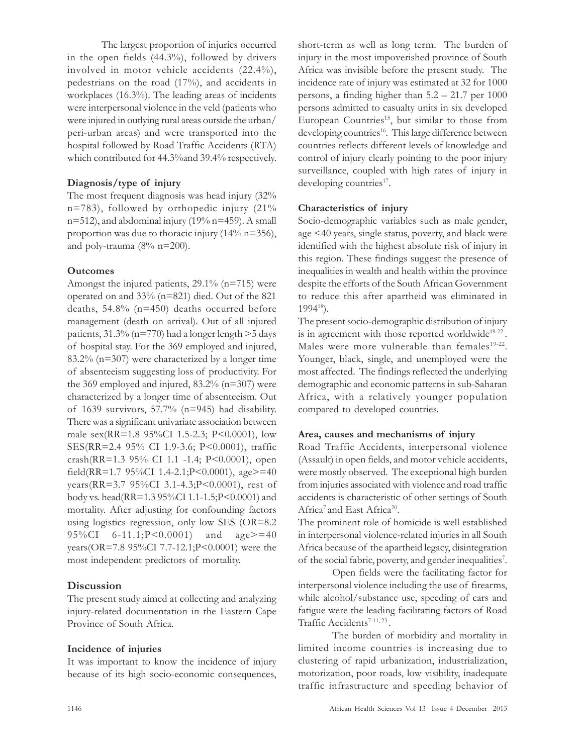The largest proportion of injuries occurred in the open fields (44.3%), followed by drivers involved in motor vehicle accidents (22.4%), pedestrians on the road (17%), and accidents in workplaces (16.3%). The leading areas of incidents were interpersonal violence in the veld (patients who were injured in outlying rural areas outside the urban/peri-urban areas) and were transported into the hospital followed by Road Traffic Accidents (RTA) which contributed for 44.3%and 39.4% respectively.

### Diagnosis/type of injury

The most frequent diagnosis was head injury (32% n=783), followed by orthopedic injury (21% n=512), and abdominal injury (19% n=459). A small proportion was due to thoracic injury (14% n=356), and poly-trauma (8% n=200).

### Outcomes

Amongst the injured patients, 29.1% (n=715) were operated on and 33% (n=821) died. Out of the 821 deaths, 54.8% (n=450) deaths occurred before management (death on arrival). Out of all injured patients, 31.3% (n=770) had a longer length >5 days of hospital stay. For the 369 employed and injured, 83.2% (n=307) were characterized by a longer time of absenteeism suggesting loss of productivity. For the 369 employed and injured, 83.2% (n=307) were characterized by a longer time of absenteeism. Out of 1639 survivors, 57.7% (n=945) had disability. There was a significant univariate association between male sex(RR=1.8 95%CI 1.5-2.3; P<0.0001), low SES(RR=2.4 95% CI 1.9-3.6; P<0.0001), traffic crash(RR=1.3 95% CI 1.1 -1.4; P<0.0001), open field(RR=1.7 95%CI 1.4-2.1;P<0.0001), age>=40 years(RR=3.7 95%CI 3.1-4.3;P<0.0001), rest of body vs. head(RR=1.3 95%CI 1.1-1.5;P<0.0001) and mortality. After adjusting for confounding factors using logistics regression, only low SES (OR=8.2 95%CI 6-11.1;P<0.0001) and age>=40 years(OR=7.8 95%CI 7.7-12.1;P<0.0001) were the most independent predictors of mortality.

## Discussion

The present study aimed at collecting and analyzing injury-related documentation in the Eastern Cape Province of South Africa.

### Incidence of injuries

It was important to know the incidence of injury because of its high socio-economic consequences, short-term as well as long term. The burden of injury in the most impoverished province of South Africa was invisible before the present study. The incidence rate of injury was estimated at 32 for 1000 persons, a finding higher than 5.2 – 21.7 per 1000 persons admitted to casualty units in six developed European Countries[15], but similar to those from developing countries[16]. This large difference between countries reflects different levels of knowledge and control of injury clearly pointing to the poor injury surveillance, coupled with high rates of injury in developing countries[17].

### Characteristics of injury

Socio-demographic variables such as male gender, age <40 years, single status, poverty, and black were identified with the highest absolute risk of injury in this region. These findings suggest the presence of inequalities in wealth and health within the province despite the efforts of the South African Government to reduce this after apartheid was eliminated in 1994[18]).

The present socio-demographic distribution of injury is in agreement with those reported worldwide[19-22]. Males were more vulnerable than females[19-22]. Younger, black, single, and unemployed were the most affected. The findings reflected the underlying demographic and economic patterns in sub-Saharan Africa, with a relatively younger population compared to developed countries.

### Area, causes and mechanisms of injury

Road Traffic Accidents, interpersonal violence (Assault) in open fields, and motor vehicle accidents, were mostly observed. The exceptional high burden from injuries associated with violence and road traffic accidents is characteristic of other settings of South Africa[7] and East Africa[20].

The prominent role of homicide is well established in interpersonal violence-related injuries in all South Africa because of the apartheid legacy, disintegration of the social fabric, poverty, and gender inequalities[7].

Open fields were the facilitating factor for interpersonal violence including the use of firearms, while alcohol/substance use, speeding of cars and fatigue were the leading facilitating factors of Road Traffic Accidents[7-11, 23].

The burden of morbidity and mortality in limited income countries is increasing due to clustering of rapid urbanization, industrialization, motorization, poor roads, low visibility, inadequate traffic infrastructure and speeding behavior of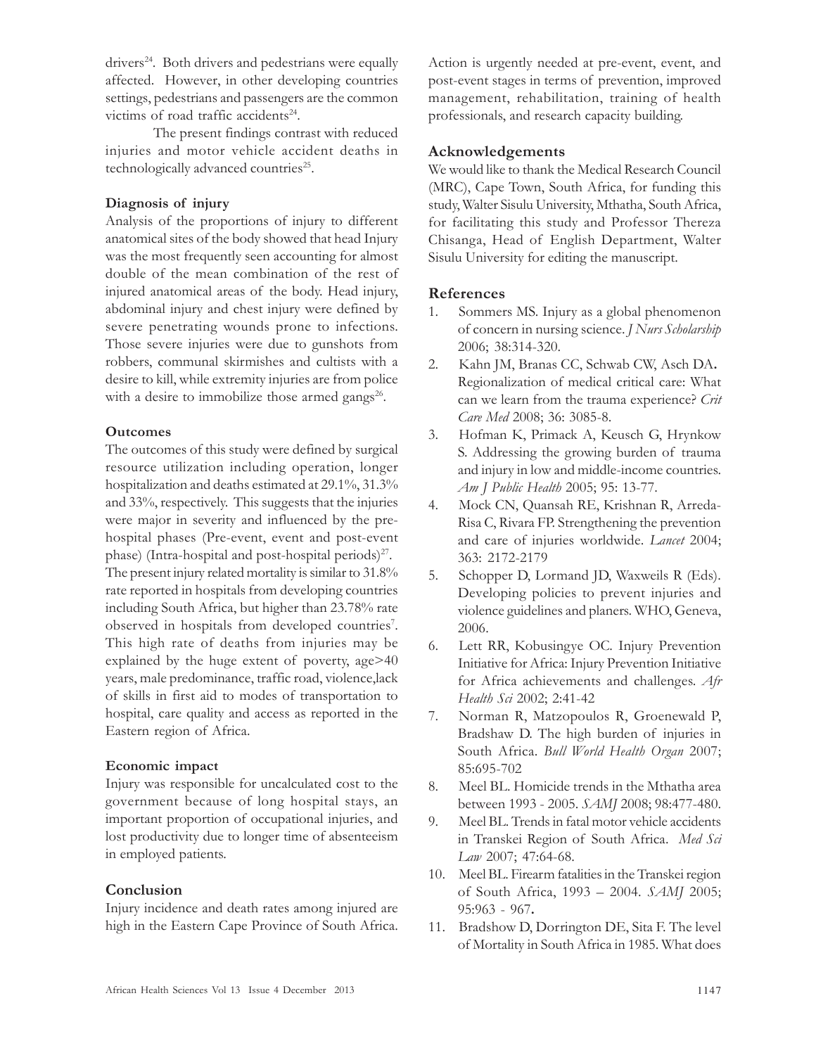drivers[24]. Both drivers and pedestrians were equally affected. However, in other developing countries settings, pedestrians and passengers are the common victims of road traffic accidents[24].

The present findings contrast with reduced injuries and motor vehicle accident deaths in technologically advanced countries[25].

### Diagnosis of injury

Analysis of the proportions of injury to different anatomical sites of the body showed that head Injury was the most frequently seen accounting for almost double of the mean combination of the rest of injured anatomical areas of the body. Head injury, abdominal injury and chest injury were defined by severe penetrating wounds prone to infections. Those severe injuries were due to gunshots from robbers, communal skirmishes and cultists with a desire to kill, while extremity injuries are from police with a desire to immobilize those armed gangs[26].

### Outcomes

The outcomes of this study were defined by surgical resource utilization including operation, longer hospitalization and deaths estimated at 29.1%, 31.3% and 33%, respectively. This suggests that the injuries were major in severity and influenced by the pre-hospital phases (Pre-event, event and post-event phase) (Intra-hospital and post-hospital periods)[27]. The present injury related mortality is similar to 31.8% rate reported in hospitals from developing countries including South Africa, but higher than 23.78% rate observed in hospitals from developed countries[7]. This high rate of deaths from injuries may be explained by the huge extent of poverty, age>40 years, male predominance, traffic road, violence,lack of skills in first aid to modes of transportation to hospital, care quality and access as reported in the Eastern region of Africa.

### Economic impact

Injury was responsible for uncalculated cost to the government because of long hospital stays, an important proportion of occupational injuries, and lost productivity due to longer time of absenteeism in employed patients.

## Conclusion

Injury incidence and death rates among injured are high in the Eastern Cape Province of South Africa. Action is urgently needed at pre-event, event, and post-event stages in terms of prevention, improved management, rehabilitation, training of health professionals, and research capacity building.

## Acknowledgements

We would like to thank the Medical Research Council (MRC), Cape Town, South Africa, for funding this study, Walter Sisulu University, Mthatha, South Africa, for facilitating this study and Professor Thereza Chisanga, Head of English Department, Walter Sisulu University for editing the manuscript.

## References

1. Sommers MS. Injury as a global phenomenon of concern in nursing science. *J Nurs Scholarship* 2006; 38:314-320.
2. Kahn JM, Branas CC, Schwab CW, Asch DA**.** Regionalization of medical critical care: What can we learn from the trauma experience? *Crit Care Med* 2008; 36: 3085-8.
3. Hofman K, Primack A, Keusch G, Hrynkow S. Addressing the growing burden of trauma and injury in low and middle-income countries. *Am J Public Health* 2005; 95: 13-77.
4. Mock CN, Quansah RE, Krishnan R, Arreda-Risa C, Rivara FP. Strengthening the prevention and care of injuries worldwide. *Lancet* 2004; 363: 2172-2179
5. Schopper D, Lormand JD, Waxweils R (Eds). Developing policies to prevent injuries and violence guidelines and planers. WHO, Geneva, 2006.
6. Lett RR, Kobusingye OC. Injury Prevention Initiative for Africa: Injury Prevention Initiative for Africa achievements and challenges. *Afr Health Sci* 2002; 2:41-42
7. Norman R, Matzopoulos R, Groenewald P, Bradshaw D. The high burden of injuries in South Africa. *Bull World Health Organ* 2007; 85:695-702
8. Meel BL. Homicide trends in the Mthatha area between 1993 - 2005. *SAMJ* 2008; 98:477-480.
9. Meel BL. Trends in fatal motor vehicle accidents in Transkei Region of South Africa. *Med Sci Law* 2007; 47:64-68.
10. Meel BL. Firearm fatalities in the Transkei region of South Africa, 1993 – 2004. *SAMJ* 2005; 95:963 - 967**.**
11. Bradshow D, Dorrington DE, Sita F. The level of Mortality in South Africa in 1985. What does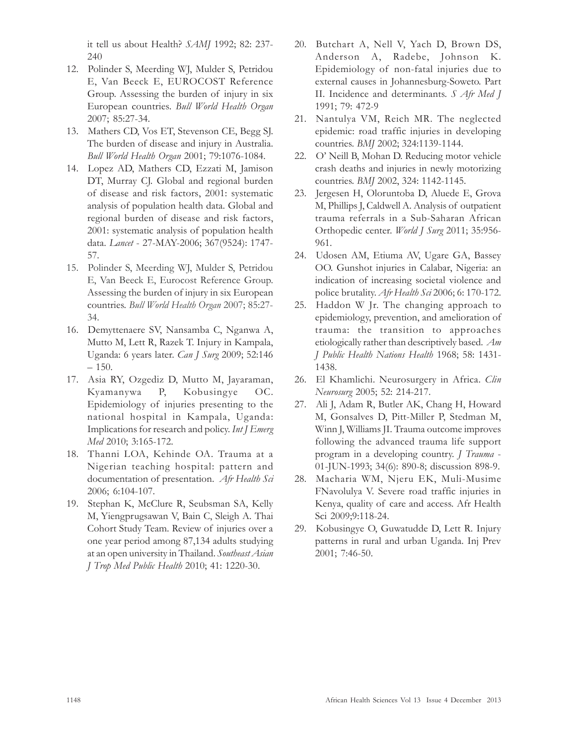it tell us about Health? *SAMJ* 1992; 82: 237-240

12. Polinder S, Meerding WJ, Mulder S, Petridou E, Van Beeck E, EUROCOST Reference Group. Assessing the burden of injury in six European countries. *Bull World Health Organ* 2007; 85:27-34.
13. Mathers CD, Vos ET, Stevenson CE, Begg SJ. The burden of disease and injury in Australia. *Bull World Health Organ* 2001; 79:1076-1084.
14. Lopez AD, Mathers CD, Ezzati M, Jamison DT, Murray CJ. Global and regional burden of disease and risk factors, 2001: systematic analysis of population health data. Global and regional burden of disease and risk factors, 2001: systematic analysis of population health data. *Lancet* - 27-MAY-2006; 367(9524): 1747-57.
15. Polinder S, Meerding WJ, Mulder S, Petridou E, Van Beeck E, Eurocost Reference Group. Assessing the burden of injury in six European countries. *Bull World Health Organ* 2007; 85:27-34.
16. Demyttenaere SV, Nansamba C, Nganwa A, Mutto M, Lett R, Razek T. Injury in Kampala, Uganda: 6 years later. *Can J Surg* 2009; 52:146 – 150.
17. Asia RY, Ozgediz D, Mutto M, Jayaraman, Kyamanywa P, Kobusingye OC. Epidemiology of injuries presenting to the national hospital in Kampala, Uganda: Implications for research and policy. *Int J Emerg Med* 2010; 3:165-172.
18. Thanni LOA, Kehinde OA. Trauma at a Nigerian teaching hospital: pattern and documentation of presentation. *Afr Health Sci* 2006; 6:104-107.
19. Stephan K, McClure R, Seubsman SA, Kelly M, Yiengprugsawan V, Bain C, Sleigh A. Thai Cohort Study Team. Review of injuries over a one year period among 87,134 adults studying at an open university in Thailand. *Southeast Asian J Trop Med Public Health* 2010; 41: 1220-30.
20. Butchart A, Nell V, Yach D, Brown DS, Anderson A, Radebe, Johnson K. Epidemiology of non-fatal injuries due to external causes in Johannesburg-Soweto. Part II. Incidence and determinants. *S Afr Med J* 1991; 79: 472-9
21. Nantulya VM, Reich MR. The neglected epidemic: road traffic injuries in developing countries. *BMJ* 2002; 324:1139-1144.
22. O' Neill B, Mohan D. Reducing motor vehicle crash deaths and injuries in newly motorizing countries. *BMJ* 2002, 324: 1142-1145.
23. Jergesen H, Oloruntoba D, Aluede E, Grova M, Phillips J, Caldwell A. Analysis of outpatient trauma referrals in a Sub-Saharan African Orthopedic center. *World J Surg* 2011; 35:956-961.
24. Udosen AM, Etiuma AV, Ugare GA, Bassey OO. Gunshot injuries in Calabar, Nigeria: an indication of increasing societal violence and police brutality. *Afr Health Sci* 2006; 6: 170-172.
25. Haddon W Jr. The changing approach to epidemiology, prevention, and amelioration of trauma: the transition to approaches etiologically rather than descriptively based. *Am J Public Health Nations Health* 1968; 58: 1431-1438.
26. El Khamlichi. Neurosurgery in Africa. *Clin Neurosurg* 2005; 52: 214-217.
27. Ali J, Adam R, Butler AK, Chang H, Howard M, Gonsalves D, Pitt-Miller P, Stedman M, Winn J, Williams JI. Trauma outcome improves following the advanced trauma life support program in a developing country. *J Trauma* - 01-JUN-1993; 34(6): 890-8; discussion 898-9.
28. Macharia WM, Njeru EK, Muli-Musime FNavolulya V. Severe road traffic injuries in Kenya, quality of care and access. Afr Health Sci 2009;9:118-24.
29. Kobusingye O, Guwatudde D, Lett R. Injury patterns in rural and urban Uganda. Inj Prev 2001; 7:46-50.